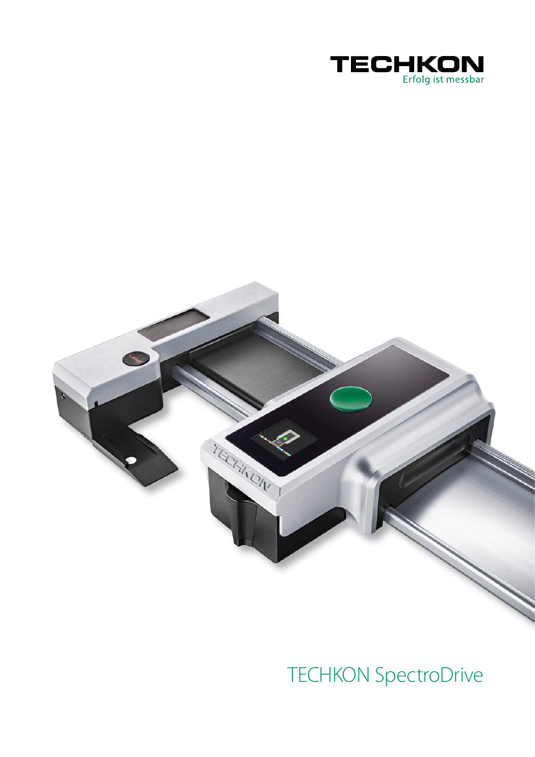TECHKON

Erfolg ist messbar

# TECHKON SpectroDrive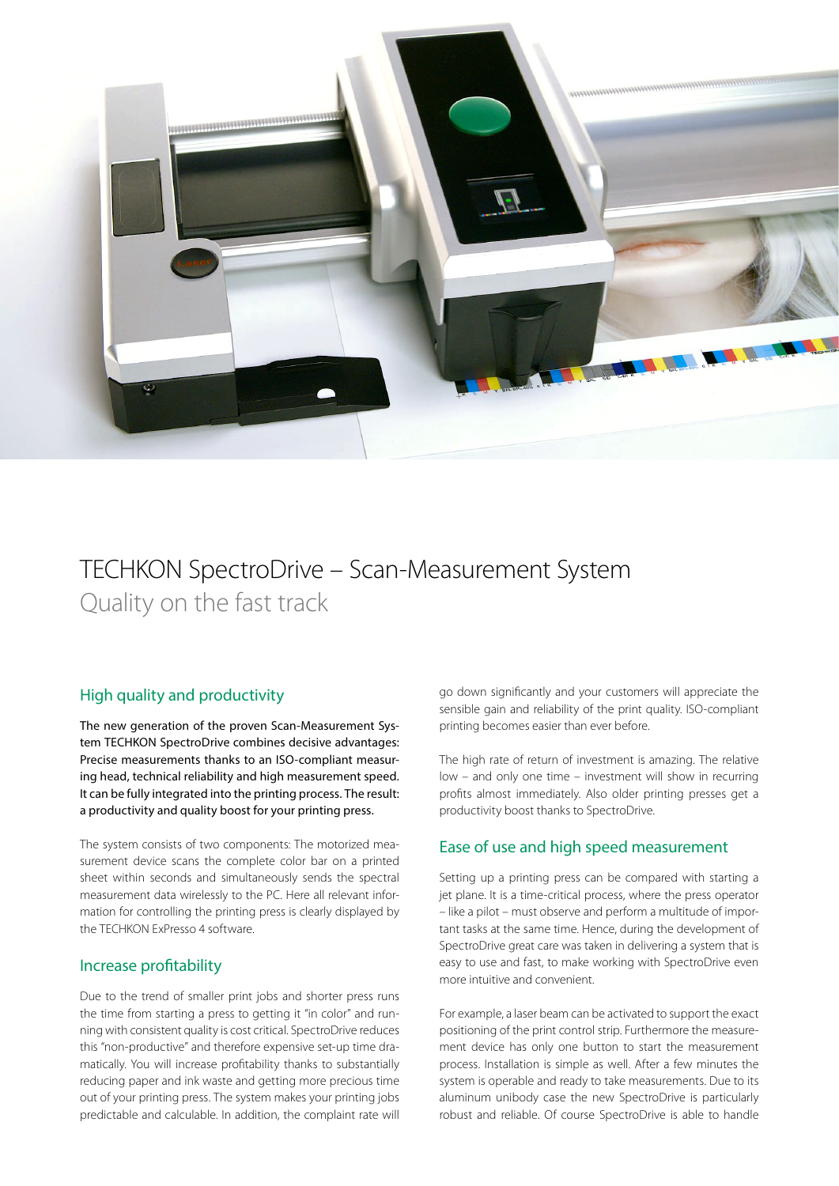# TECHKON SpectroDrive – Scan-Measurement System

## Quality on the fast track

### High quality and productivity

**The new generation of the proven Scan-Measurement System TECHKON SpectroDrive combines decisive advantages: Precise measurements thanks to an ISO-compliant measuring head, technical reliability and high measurement speed. It can be fully integrated into the printing process. The result: a productivity and quality boost for your printing press.**

The system consists of two components: The motorized measurement device scans the complete color bar on a printed sheet within seconds and simultaneously sends the spectral measurement data wirelessly to the PC. Here all relevant information for controlling the printing press is clearly displayed by the TECHKON ExPresso 4 software.

### Increase profitability

Due to the trend of smaller print jobs and shorter press runs the time from starting a press to getting it "in color" and running with consistent quality is cost critical. SpectroDrive reduces this "non-productive" and therefore expensive set-up time dramatically. You will increase profitability thanks to substantially reducing paper and ink waste and getting more precious time out of your printing press. The system makes your printing jobs predictable and calculable. In addition, the complaint rate will go down significantly and your customers will appreciate the sensible gain and reliability of the print quality. ISO-compliant printing becomes easier than ever before.

The high rate of return of investment is amazing. The relative low – and only one time – investment will show in recurring profits almost immediately. Also older printing presses get a productivity boost thanks to SpectroDrive.

### Ease of use and high speed measurement

Setting up a printing press can be compared with starting a jet plane. It is a time-critical process, where the press operator – like a pilot – must observe and perform a multitude of important tasks at the same time. Hence, during the development of SpectroDrive great care was taken in delivering a system that is easy to use and fast, to make working with SpectroDrive even more intuitive and convenient.

For example, a laser beam can be activated to support the exact positioning of the print control strip. Furthermore the measurement device has only one button to start the measurement process. Installation is simple as well. After a few minutes the system is operable and ready to take measurements. Due to its aluminum unibody case the new SpectroDrive is particularly robust and reliable. Of course SpectroDrive is able to handle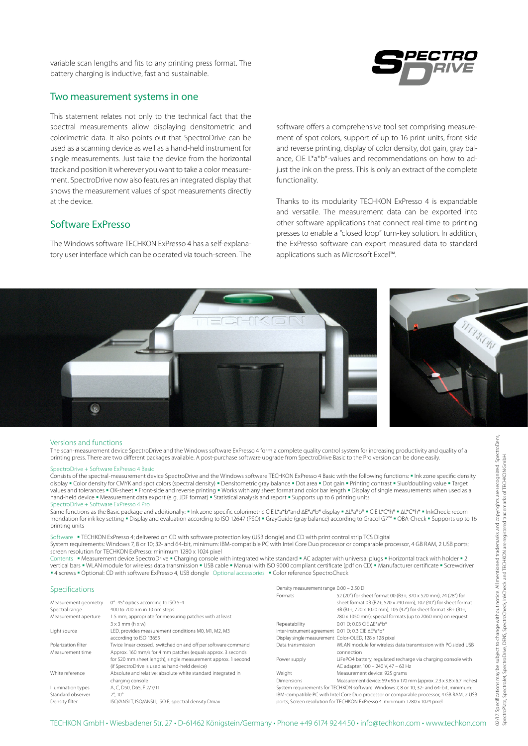variable scan lengths and fits to any printing press format. The battery charging is inductive, fast and sustainable.

## Two measurement systems in one

This statement relates not only to the technical fact that the spectral measurements allow displaying densitometric and colorimetric data. It also points out that SpectroDrive can be used as a scanning device as well as a hand-held instrument for single measurements. Just take the device from the horizontal track and position it wherever you want to take a color measurement. SpectroDrive now also features an integrated display that shows the measurement values of spot measurements directly at the device.

## Software ExPresso

The Windows software TECHKON ExPresso 4 has a self-explanatory user interface which can be operated via touch-screen. The software offers a comprehensive tool set comprising measurement of spot colors, support of up to 16 print units, front-side and reverse printing, display of color density, dot gain, gray balance, CIE L*a*b*-values and recommendations on how to adjust the ink on the press. This is only an extract of the complete functionality.

Thanks to its modularity TECHKON ExPresso 4 is expandable and versatile. The measurement data can be exported into other software applications that connect real-time to printing presses to enable a "closed loop" turn-key solution. In addition, the ExPresso software can export measured data to standard applications such as Microsoft Excel™.

### Versions and functions

The scan-measurement device SpectroDrive and the Windows software ExPresso 4 form a complete quality control system for increasing productivity and quality of a printing press. There are two different packages available. A post-purchase software upgrade from SpectroDrive Basic to the Pro version can be done easily.

**SpectroDrive + Software ExPresso 4 Basic**

Consists of the spectral-measurement device SpectroDrive and the Windows software TECHKON ExPresso 4 Basic with the following functions: ▪ Ink zone specific density display ▪ Color density for CMYK and spot colors (spectral density) ▪ Densitometric gray balance ▪ Dot area ▪ Dot gain ▪ Printing contrast ▪ Slur/doubling value ▪ Target values and tolerances ▪ OK-sheet ▪ Front-side and reverse printing ▪ Works with any sheet format and color bar length ▪ Display of single measurements when used as a hand-held device ▪ Measurement data export (e.g. JDF format) ▪ Statistical analysis and report ▪ Supports up to 6 printing units

**SpectroDrive + Software ExPresso 4 Pro**

Same functions as the Basic package and additionally: ▪ Ink zone specific colorimetric CIE L*a*b* and ΔE*a*b* display ▪ ΔL*a*b* ▪ CIE L*C*h* ▪ ΔL*C*h* ▪ InkCheck: recommendation for ink key setting ▪ Display and evaluation according to ISO 12647 (PSO) ▪ GrayGuide (gray balance) according to Gracol G7™ ▪ OBA-Check ▪ Supports up to 16 printing units

**Software** ▪ TECHKON ExPresso 4; delivered on CD with software protection key (USB dongle) and CD with print control strip TCS Digital
System requirements: Windows 7, 8 or 10; 32- and 64-bit, minimum: IBM-compatible PC with Intel Core Duo processor or comparable processor, 4 GB RAM, 2 USB ports; screen resolution for TECHKON ExPresso: minimum 1280 x 1024 pixel

**Contents** ▪ Measurement device SpectroDrive ▪ Charging console with integrated white standard ▪ AC adapter with universal plugs ▪ Horizontal track with holder ▪ 2 vertical bars ▪ WLAN module for wireless data transmission ▪ USB cable ▪ Manual with ISO 9000 compliant certificate (pdf on CD) ▪ Manufacturer certificate ▪ Screwdriver ▪ 4 screws ▪ Optional: CD with software ExPresso 4, USB dongle **Optional accessories** ▪ Color reference SpectroCheck

### Specifications

| | |
|---|---|
| Measurement geometry | 0°: 45° optics according to ISO 5-4 |
| Spectral range | 400 to 700 nm in 10 nm steps |
| Measurement aperture | 1.5 mm, appropriate for measuring patches with at least 3 x 3 mm (h x w) |
| Light source | LED, provides measurement conditions M0, M1, M2, M3 according to ISO 13655 |
| Polarization filter | Twice linear crossed, switched on and off per software command |
| Measurement time | Approx. 160 mm/s for 4 mm patches (equals approx. 3 seconds for 520 mm sheet length), single measurement approx. 1 second (if SpectroDrive is used as hand-held device) |
| White reference | Absolute and relative; absolute white standard integrated in charging console |
| Illumination types | A, C, D50, D65, F 2/7/11 |
| Standard observer | 2°, 10° |
| Density filter | ISO/ANSI T, ISO/ANSI I, ISO E; spectral density Dmax |
| Density measurement range | 0.00 – 2.50 D |
| Formats | 52 (20") for sheet format 00 (B3+, 370 x 520 mm); 74 (28") for sheet format 0B (B2+, 520 x 740 mm); 102 (40") for sheet format 3B (B1+, 720 x 1020 mm); 105 (42") for sheet format 3B+ (B1+, 780 x 1050 mm); special formats (up to 2060 mm) on request |
| Repeatability | 0.01 D; 0.03 CIE ΔE*a*b* |
| Inter-instrument agreement | 0.01 D; 0.3 CIE ΔE*a*b* |
| Display single measurement | Color-OLED, 128 x 128 pixel |
| Data transmission | WLAN module for wireless data transmission with PC-sided USB connection |
| Power supply | LiFePO4 battery, regulated recharge via charging console with AC adapter, 100 – 240 V, 47 – 63 Hz |
| Weight | Measurement device: 925 grams |
| Dimensions | Measurement device: 59 x 96 x 170 mm (approx. 2.3 x 3.8 x 6.7 inches) |

System requirements for TECHKON software: Windows 7, 8 or 10; 32- and 64-bit, minimum: IBM-compatible PC with Intel Core Duo processor or comparable processor, 4 GB RAM, 2 USB ports; Screen resolution for TECHKON ExPresso 4: minimum 1280 x 1024 pixel

TECHKON GmbH • Wiesbadener Str. 27 • D-61462 Königstein/Germany • Phone +49 6174 92 44 50 • info@techkon.com • www.techkon.com

02/17 Specifications may be subject to change without notice. All mentioned trademarks and copyrights are recognized. SpectroDens, SpectroPlate, SpectroJet, SpectroDrive, DENS, SpectroCheck, InkCheck and TECHKON are registered trademarks of TECHKON GmbH